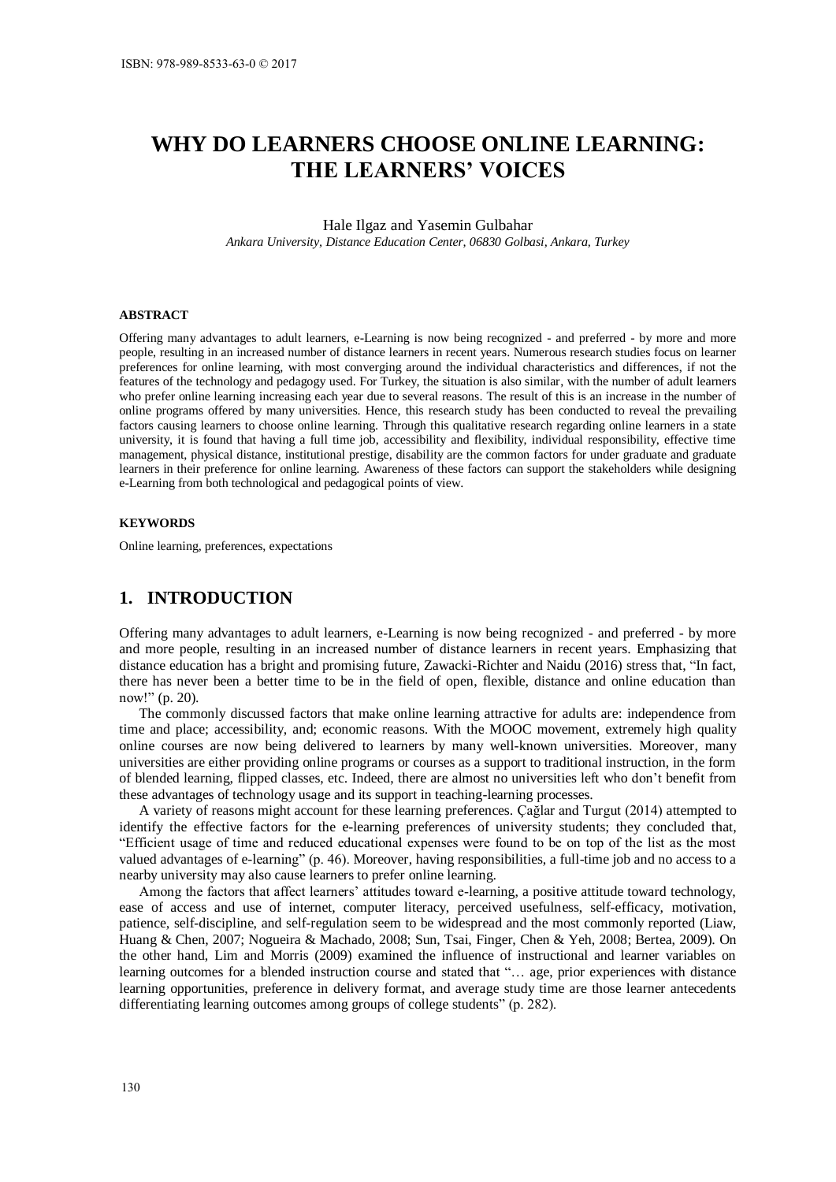# WHY DO LEARNERS CHOOSE ONLINE LEARNING: THE LEARNERS' VOICES

Hale Ilgaz and Yasemin Gulbahar

*Ankara University, Distance Education Center, 06830 Golbasi, Ankara, Turkey*

## ABSTRACT

Offering many advantages to adult learners, e-Learning is now being recognized - and preferred - by more and more people, resulting in an increased number of distance learners in recent years. Numerous research studies focus on learner preferences for online learning, with most converging around the individual characteristics and differences, if not the features of the technology and pedagogy used. For Turkey, the situation is also similar, with the number of adult learners who prefer online learning increasing each year due to several reasons. The result of this is an increase in the number of online programs offered by many universities. Hence, this research study has been conducted to reveal the prevailing factors causing learners to choose online learning. Through this qualitative research regarding online learners in a state university, it is found that having a full time job, accessibility and flexibility, individual responsibility, effective time management, physical distance, institutional prestige, disability are the common factors for under graduate and graduate learners in their preference for online learning. Awareness of these factors can support the stakeholders while designing e-Learning from both technological and pedagogical points of view.

## KEYWORDS

Online learning, preferences, expectations

## 1. INTRODUCTION

Offering many advantages to adult learners, e-Learning is now being recognized - and preferred - by more and more people, resulting in an increased number of distance learners in recent years. Emphasizing that distance education has a bright and promising future, Zawacki-Richter and Naidu (2016) stress that, "In fact, there has never been a better time to be in the field of open, flexible, distance and online education than now!" (p. 20).

The commonly discussed factors that make online learning attractive for adults are: independence from time and place; accessibility, and; economic reasons. With the MOOC movement, extremely high quality online courses are now being delivered to learners by many well-known universities. Moreover, many universities are either providing online programs or courses as a support to traditional instruction, in the form of blended learning, flipped classes, etc. Indeed, there are almost no universities left who don't benefit from these advantages of technology usage and its support in teaching-learning processes.

A variety of reasons might account for these learning preferences. Çağlar and Turgut (2014) attempted to identify the effective factors for the e-learning preferences of university students; they concluded that, "Efficient usage of time and reduced educational expenses were found to be on top of the list as the most valued advantages of e-learning" (p. 46). Moreover, having responsibilities, a full-time job and no access to a nearby university may also cause learners to prefer online learning.

Among the factors that affect learners' attitudes toward e-learning, a positive attitude toward technology, ease of access and use of internet, computer literacy, perceived usefulness, self-efficacy, motivation, patience, self-discipline, and self-regulation seem to be widespread and the most commonly reported (Liaw, Huang & Chen, 2007; Nogueira & Machado, 2008; Sun, Tsai, Finger, Chen & Yeh, 2008; Bertea, 2009). On the other hand, Lim and Morris (2009) examined the influence of instructional and learner variables on learning outcomes for a blended instruction course and stated that "… age, prior experiences with distance learning opportunities, preference in delivery format, and average study time are those learner antecedents differentiating learning outcomes among groups of college students" (p. 282).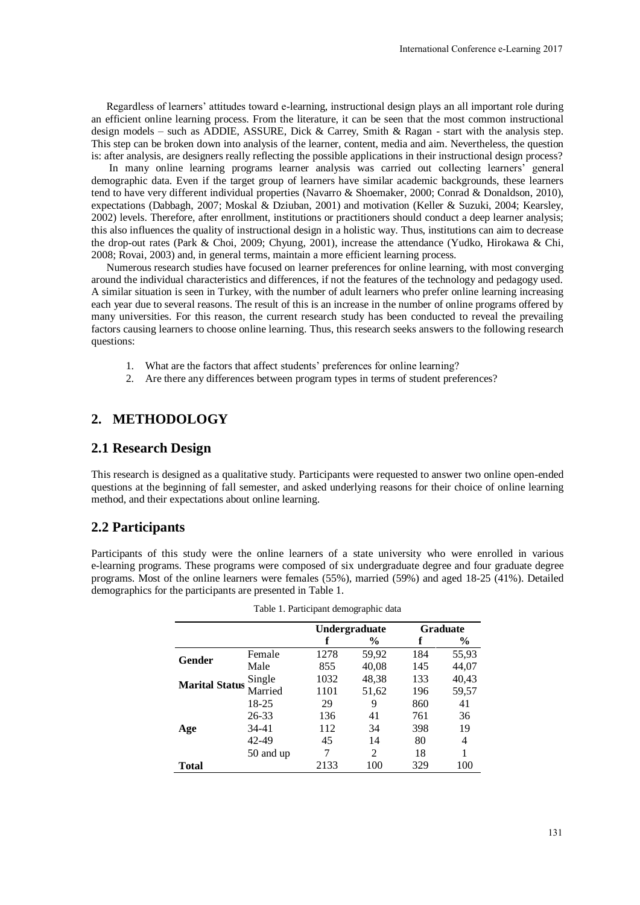Regardless of learners' attitudes toward e-learning, instructional design plays an all important role during an efficient online learning process. From the literature, it can be seen that the most common instructional design models – such as ADDIE, ASSURE, Dick & Carrey, Smith & Ragan - start with the analysis step. This step can be broken down into analysis of the learner, content, media and aim. Nevertheless, the question is: after analysis, are designers really reflecting the possible applications in their instructional design process?

In many online learning programs learner analysis was carried out collecting learners' general demographic data. Even if the target group of learners have similar academic backgrounds, these learners tend to have very different individual properties (Navarro & Shoemaker, 2000; Conrad & Donaldson, 2010), expectations (Dabbagh, 2007; Moskal & Dziuban, 2001) and motivation (Keller & Suzuki, 2004; Kearsley, 2002) levels. Therefore, after enrollment, institutions or practitioners should conduct a deep learner analysis; this also influences the quality of instructional design in a holistic way. Thus, institutions can aim to decrease the drop-out rates (Park & Choi, 2009; Chyung, 2001), increase the attendance (Yudko, Hirokawa & Chi, 2008; Rovai, 2003) and, in general terms, maintain a more efficient learning process.

Numerous research studies have focused on learner preferences for online learning, with most converging around the individual characteristics and differences, if not the features of the technology and pedagogy used. A similar situation is seen in Turkey, with the number of adult learners who prefer online learning increasing each year due to several reasons. The result of this is an increase in the number of online programs offered by many universities. For this reason, the current research study has been conducted to reveal the prevailing factors causing learners to choose online learning. Thus, this research seeks answers to the following research questions:

1. What are the factors that affect students' preferences for online learning?
2. Are there any differences between program types in terms of student preferences?

## 2. METHODOLOGY

### 2.1 Research Design

This research is designed as a qualitative study. Participants were requested to answer two online open-ended questions at the beginning of fall semester, and asked underlying reasons for their choice of online learning method, and their expectations about online learning.

### 2.2 Participants

Participants of this study were the online learners of a state university who were enrolled in various e-learning programs. These programs were composed of six undergraduate degree and four graduate degree programs. Most of the online learners were females (55%), married (59%) and aged 18-25 (41%). Detailed demographics for the participants are presented in Table 1.

Table 1. Participant demographic data

| | | Undergraduate | | Graduate | |
|---|---|---|---|---|---|
| | | **f** | **%** | **f** | **%** |
| **Gender** | Female | 1278 | 59,92 | 184 | 55,93 |
| | Male | 855 | 40,08 | 145 | 44,07 |
| **Marital Status** | Single | 1032 | 48,38 | 133 | 40,43 |
| | Married | 1101 | 51,62 | 196 | 59,57 |
| **Age** | 18-25 | 29 | 9 | 860 | 41 |
| | 26-33 | 136 | 41 | 761 | 36 |
| | 34-41 | 112 | 34 | 398 | 19 |
| | 42-49 | 45 | 14 | 80 | 4 |
| | 50 and up | 7 | 2 | 18 | 1 |
| **Total** | | 2133 | 100 | 329 | 100 |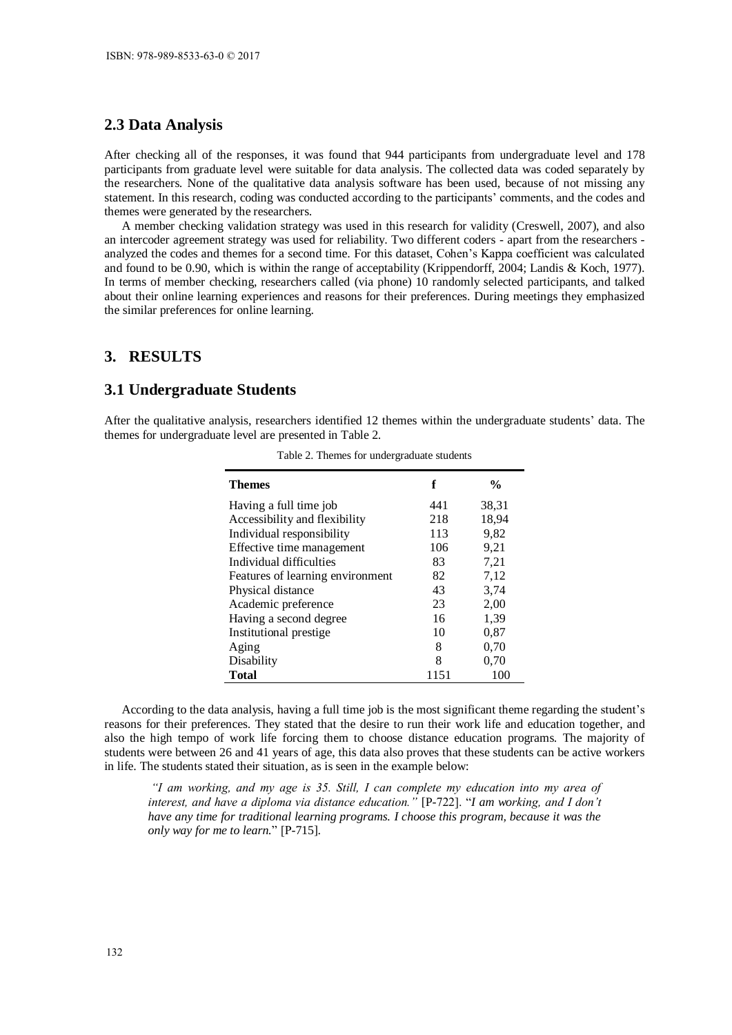## 2.3 Data Analysis

After checking all of the responses, it was found that 944 participants from undergraduate level and 178 participants from graduate level were suitable for data analysis. The collected data was coded separately by the researchers. None of the qualitative data analysis software has been used, because of not missing any statement. In this research, coding was conducted according to the participants' comments, and the codes and themes were generated by the researchers.

A member checking validation strategy was used in this research for validity (Creswell, 2007), and also an intercoder agreement strategy was used for reliability. Two different coders - apart from the researchers - analyzed the codes and themes for a second time. For this dataset, Cohen's Kappa coefficient was calculated and found to be 0.90, which is within the range of acceptability (Krippendorff, 2004; Landis & Koch, 1977). In terms of member checking, researchers called (via phone) 10 randomly selected participants, and talked about their online learning experiences and reasons for their preferences. During meetings they emphasized the similar preferences for online learning.

# 3. RESULTS

## 3.1 Undergraduate Students

After the qualitative analysis, researchers identified 12 themes within the undergraduate students' data. The themes for undergraduate level are presented in Table 2.

Table 2. Themes for undergraduate students

| Themes | f | % |
|---|---|---|
| Having a full time job | 441 | 38,31 |
| Accessibility and flexibility | 218 | 18,94 |
| Individual responsibility | 113 | 9,82 |
| Effective time management | 106 | 9,21 |
| Individual difficulties | 83 | 7,21 |
| Features of learning environment | 82 | 7,12 |
| Physical distance | 43 | 3,74 |
| Academic preference | 23 | 2,00 |
| Having a second degree | 16 | 1,39 |
| Institutional prestige | 10 | 0,87 |
| Aging | 8 | 0,70 |
| Disability | 8 | 0,70 |
| **Total** | 1151 | 100 |

According to the data analysis, having a full time job is the most significant theme regarding the student's reasons for their preferences. They stated that the desire to run their work life and education together, and also the high tempo of work life forcing them to choose distance education programs. The majority of students were between 26 and 41 years of age, this data also proves that these students can be active workers in life. The students stated their situation, as is seen in the example below:

> *"I am working, and my age is 35. Still, I can complete my education into my area of interest, and have a diploma via distance education."* [P-722]. "*I am working, and I don't have any time for traditional learning programs. I choose this program, because it was the only way for me to learn.*" [P-715].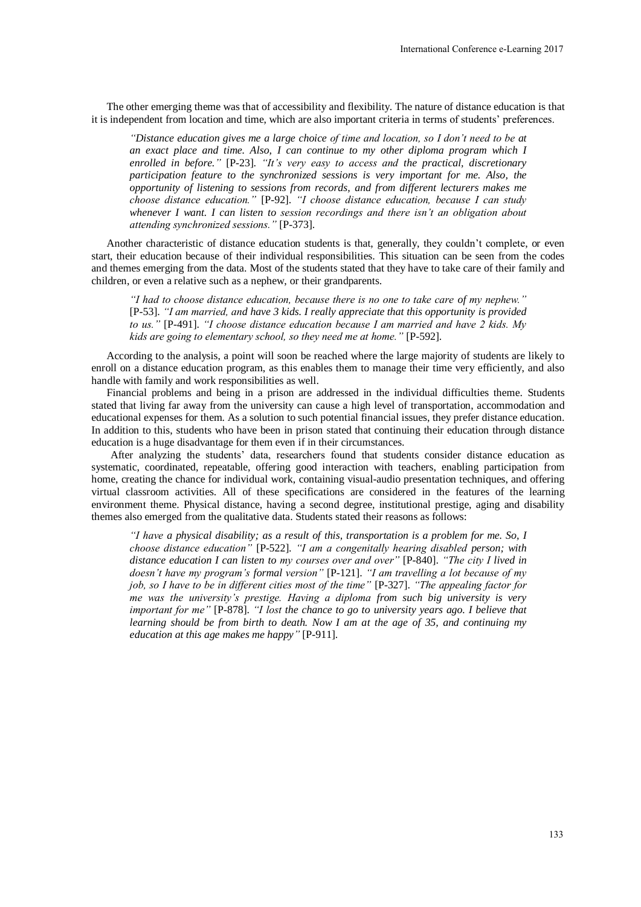The other emerging theme was that of accessibility and flexibility. The nature of distance education is that it is independent from location and time, which are also important criteria in terms of students' preferences.

> *"Distance education gives me a large choice of time and location, so I don't need to be at an exact place and time. Also, I can continue to my other diploma program which I enrolled in before."* [P-23]. *"It's very easy to access and the practical, discretionary participation feature to the synchronized sessions is very important for me. Also, the opportunity of listening to sessions from records, and from different lecturers makes me choose distance education."* [P-92]. *"I choose distance education, because I can study whenever I want. I can listen to session recordings and there isn't an obligation about attending synchronized sessions."* [P-373].

Another characteristic of distance education students is that, generally, they couldn't complete, or even start, their education because of their individual responsibilities. This situation can be seen from the codes and themes emerging from the data. Most of the students stated that they have to take care of their family and children, or even a relative such as a nephew, or their grandparents.

> *"I had to choose distance education, because there is no one to take care of my nephew."* [P-53]. *"I am married, and have 3 kids. I really appreciate that this opportunity is provided to us."* [P-491]. *"I choose distance education because I am married and have 2 kids. My kids are going to elementary school, so they need me at home."* [P-592].

According to the analysis, a point will soon be reached where the large majority of students are likely to enroll on a distance education program, as this enables them to manage their time very efficiently, and also handle with family and work responsibilities as well.

Financial problems and being in a prison are addressed in the individual difficulties theme. Students stated that living far away from the university can cause a high level of transportation, accommodation and educational expenses for them. As a solution to such potential financial issues, they prefer distance education. In addition to this, students who have been in prison stated that continuing their education through distance education is a huge disadvantage for them even if in their circumstances.

After analyzing the students' data, researchers found that students consider distance education as systematic, coordinated, repeatable, offering good interaction with teachers, enabling participation from home, creating the chance for individual work, containing visual-audio presentation techniques, and offering virtual classroom activities. All of these specifications are considered in the features of the learning environment theme. Physical distance, having a second degree, institutional prestige, aging and disability themes also emerged from the qualitative data. Students stated their reasons as follows:

> *"I have a physical disability; as a result of this, transportation is a problem for me. So, I choose distance education"* [P-522]. *"I am a congenitally hearing disabled person; with distance education I can listen to my courses over and over"* [P-840]. *"The city I lived in doesn't have my program's formal version"* [P-121]. *"I am travelling a lot because of my job, so I have to be in different cities most of the time"* [P-327]. *"The appealing factor for me was the university's prestige. Having a diploma from such big university is very important for me"* [P-878]. *"I lost the chance to go to university years ago. I believe that learning should be from birth to death. Now I am at the age of 35, and continuing my education at this age makes me happy"* [P-911].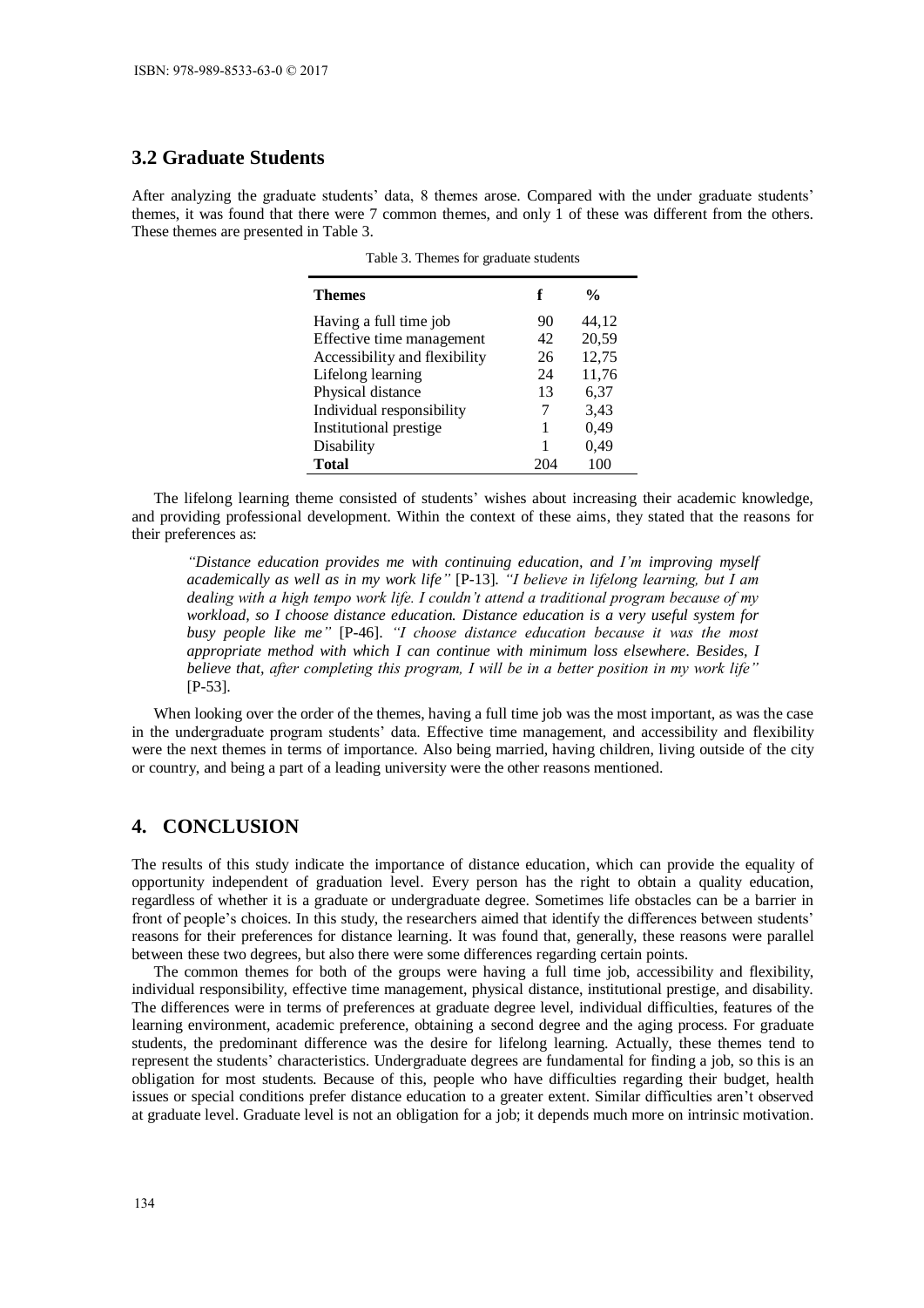## 3.2 Graduate Students

After analyzing the graduate students' data, 8 themes arose. Compared with the under graduate students' themes, it was found that there were 7 common themes, and only 1 of these was different from the others. These themes are presented in Table 3.

Table 3. Themes for graduate students

| Themes | f | % |
|---|---|---|
| Having a full time job | 90 | 44,12 |
| Effective time management | 42 | 20,59 |
| Accessibility and flexibility | 26 | 12,75 |
| Lifelong learning | 24 | 11,76 |
| Physical distance | 13 | 6,37 |
| Individual responsibility | 7 | 3,43 |
| Institutional prestige | 1 | 0,49 |
| Disability | 1 | 0,49 |
| **Total** | 204 | 100 |

The lifelong learning theme consisted of students' wishes about increasing their academic knowledge, and providing professional development. Within the context of these aims, they stated that the reasons for their preferences as:

> *"Distance education provides me with continuing education, and I'm improving myself academically as well as in my work life"* [P-13]. *"I believe in lifelong learning, but I am dealing with a high tempo work life. I couldn't attend a traditional program because of my workload, so I choose distance education. Distance education is a very useful system for busy people like me"* [P-46]. *"I choose distance education because it was the most appropriate method with which I can continue with minimum loss elsewhere. Besides, I believe that, after completing this program, I will be in a better position in my work life"* [P-53].

When looking over the order of the themes, having a full time job was the most important, as was the case in the undergraduate program students' data. Effective time management, and accessibility and flexibility were the next themes in terms of importance. Also being married, having children, living outside of the city or country, and being a part of a leading university were the other reasons mentioned.

## 4. CONCLUSION

The results of this study indicate the importance of distance education, which can provide the equality of opportunity independent of graduation level. Every person has the right to obtain a quality education, regardless of whether it is a graduate or undergraduate degree. Sometimes life obstacles can be a barrier in front of people's choices. In this study, the researchers aimed that identify the differences between students' reasons for their preferences for distance learning. It was found that, generally, these reasons were parallel between these two degrees, but also there were some differences regarding certain points.

The common themes for both of the groups were having a full time job, accessibility and flexibility, individual responsibility, effective time management, physical distance, institutional prestige, and disability. The differences were in terms of preferences at graduate degree level, individual difficulties, features of the learning environment, academic preference, obtaining a second degree and the aging process. For graduate students, the predominant difference was the desire for lifelong learning. Actually, these themes tend to represent the students' characteristics. Undergraduate degrees are fundamental for finding a job, so this is an obligation for most students. Because of this, people who have difficulties regarding their budget, health issues or special conditions prefer distance education to a greater extent. Similar difficulties aren't observed at graduate level. Graduate level is not an obligation for a job; it depends much more on intrinsic motivation.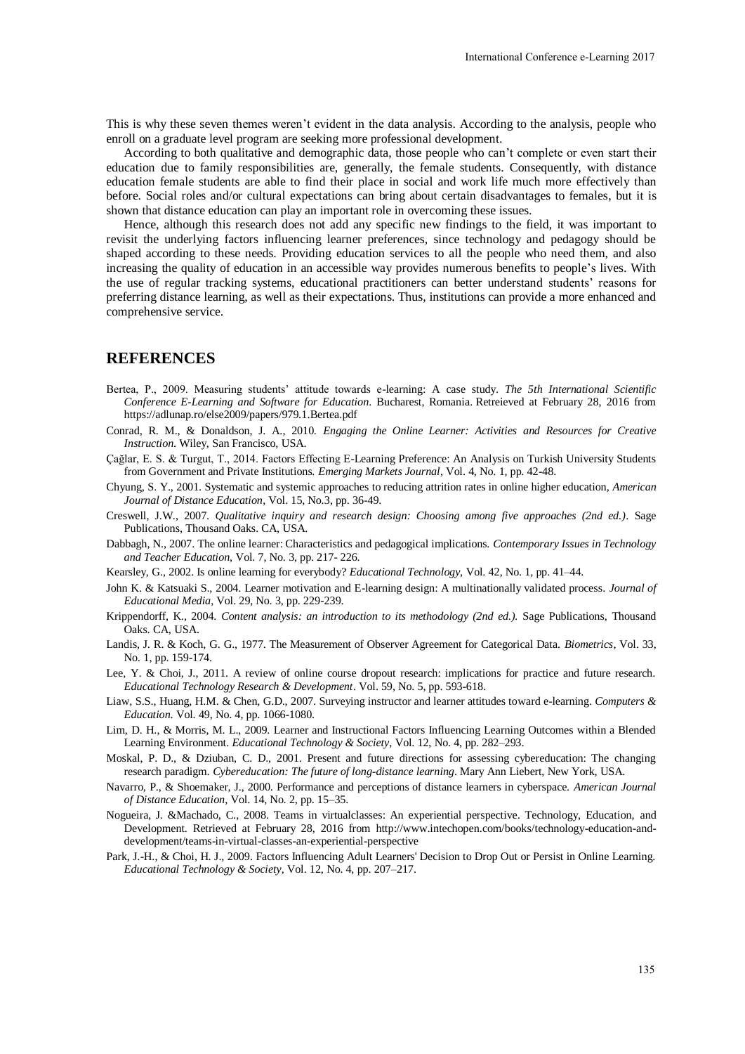This is why these seven themes weren't evident in the data analysis. According to the analysis, people who enroll on a graduate level program are seeking more professional development.

According to both qualitative and demographic data, those people who can't complete or even start their education due to family responsibilities are, generally, the female students. Consequently, with distance education female students are able to find their place in social and work life much more effectively than before. Social roles and/or cultural expectations can bring about certain disadvantages to females, but it is shown that distance education can play an important role in overcoming these issues.

Hence, although this research does not add any specific new findings to the field, it was important to revisit the underlying factors influencing learner preferences, since technology and pedagogy should be shaped according to these needs. Providing education services to all the people who need them, and also increasing the quality of education in an accessible way provides numerous benefits to people's lives. With the use of regular tracking systems, educational practitioners can better understand students' reasons for preferring distance learning, as well as their expectations. Thus, institutions can provide a more enhanced and comprehensive service.

## REFERENCES

Bertea, P., 2009. Measuring students' attitude towards e-learning: A case study. *The 5th International Scientific Conference E-Learning and Software for Education*. Bucharest, Romania. Retreieved at February 28, 2016 from https://adlunap.ro/else2009/papers/979.1.Bertea.pdf

Conrad, R. M., & Donaldson, J. A., 2010. *Engaging the Online Learner: Activities and Resources for Creative Instruction*. Wiley, San Francisco, USA.

Çağlar, E. S. & Turgut, T., 2014. Factors Effecting E-Learning Preference: An Analysis on Turkish University Students from Government and Private Institutions. *Emerging Markets Journal*, Vol. 4, No. 1, pp. 42-48.

Chyung, S. Y., 2001. Systematic and systemic approaches to reducing attrition rates in online higher education, *American Journal of Distance Education*, Vol. 15, No.3, pp. 36-49.

Creswell, J.W., 2007. *Qualitative inquiry and research design: Choosing among five approaches (2nd ed.)*. Sage Publications, Thousand Oaks. CA, USA.

Dabbagh, N., 2007. The online learner: Characteristics and pedagogical implications. *Contemporary Issues in Technology and Teacher Education*, Vol. 7, No. 3, pp. 217- 226.

Kearsley, G., 2002. Is online learning for everybody? *Educational Technology*, Vol. 42, No. 1, pp. 41–44.

John K. & Katsuaki S., 2004. Learner motivation and E-learning design: A multinationally validated process. *Journal of Educational Media*, Vol. 29, No. 3, pp. 229-239.

Krippendorff, K., 2004. *Content analysis: an introduction to its methodology (2nd ed.)*. Sage Publications, Thousand Oaks. CA, USA.

Landis, J. R. & Koch, G. G., 1977. The Measurement of Observer Agreement for Categorical Data. *Biometrics*, Vol. 33, No. 1, pp. 159-174.

Lee, Y. & Choi, J., 2011. A review of online course dropout research: implications for practice and future research. *Educational Technology Research & Development*. Vol. 59, No. 5, pp. 593-618.

Liaw, S.S., Huang, H.M. & Chen, G.D., 2007. Surveying instructor and learner attitudes toward e-learning. *Computers & Education*. Vol. 49, No. 4, pp. 1066-1080.

Lim, D. H., & Morris, M. L., 2009. Learner and Instructional Factors Influencing Learning Outcomes within a Blended Learning Environment. *Educational Technology & Society*, Vol. 12, No. 4, pp. 282–293.

Moskal, P. D., & Dziuban, C. D., 2001. Present and future directions for assessing cybereducation: The changing research paradigm. *Cybereducation: The future of long-distance learning*. Mary Ann Liebert, New York, USA.

Navarro, P., & Shoemaker, J., 2000. Performance and perceptions of distance learners in cyberspace. *American Journal of Distance Education*, Vol. 14, No. 2, pp. 15–35.

Nogueira, J. &Machado, C., 2008. Teams in virtualclasses: An experiential perspective. Technology, Education, and Development. Retrieved at February 28, 2016 from http://www.intechopen.com/books/technology-education-and-development/teams-in-virtual-classes-an-experiential-perspective

Park, J.-H., & Choi, H. J., 2009. Factors Influencing Adult Learners' Decision to Drop Out or Persist in Online Learning. *Educational Technology & Society*, Vol. 12, No. 4, pp. 207–217.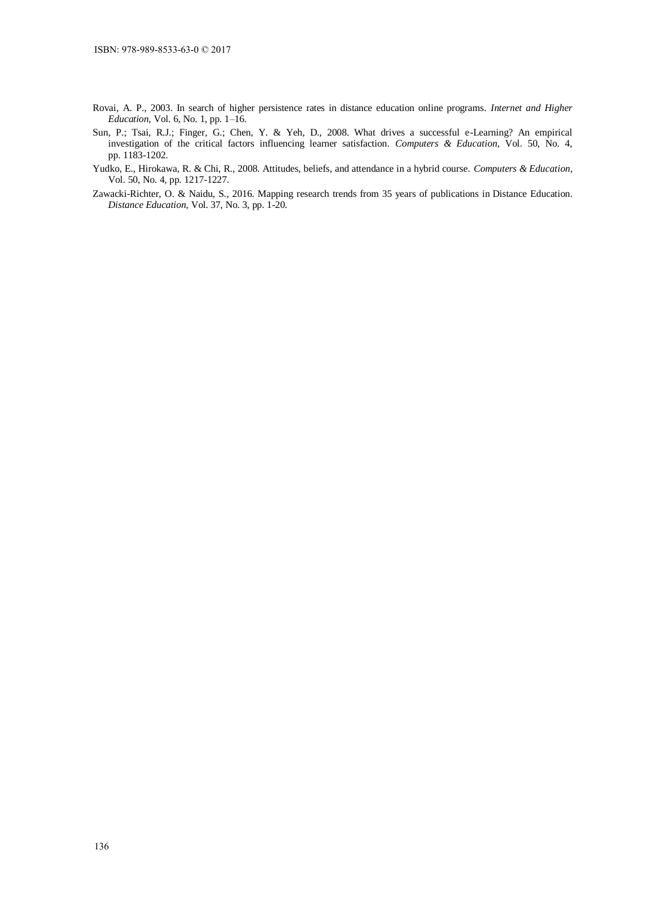Rovai, A. P., 2003. In search of higher persistence rates in distance education online programs. *Internet and Higher Education*, Vol. 6, No. 1, pp. 1–16.

Sun, P.; Tsai, R.J.; Finger, G.; Chen, Y. & Yeh, D., 2008. What drives a successful e-Learning? An empirical investigation of the critical factors influencing learner satisfaction. *Computers & Education*, Vol. 50, No. 4, pp. 1183-1202.

Yudko, E., Hirokawa, R. & Chi, R., 2008. Attitudes, beliefs, and attendance in a hybrid course. *Computers & Education*, Vol. 50, No. 4, pp. 1217-1227.

Zawacki-Richter, O. & Naidu, S., 2016. Mapping research trends from 35 years of publications in Distance Education. *Distance Education*, Vol. 37, No. 3, pp. 1-20.